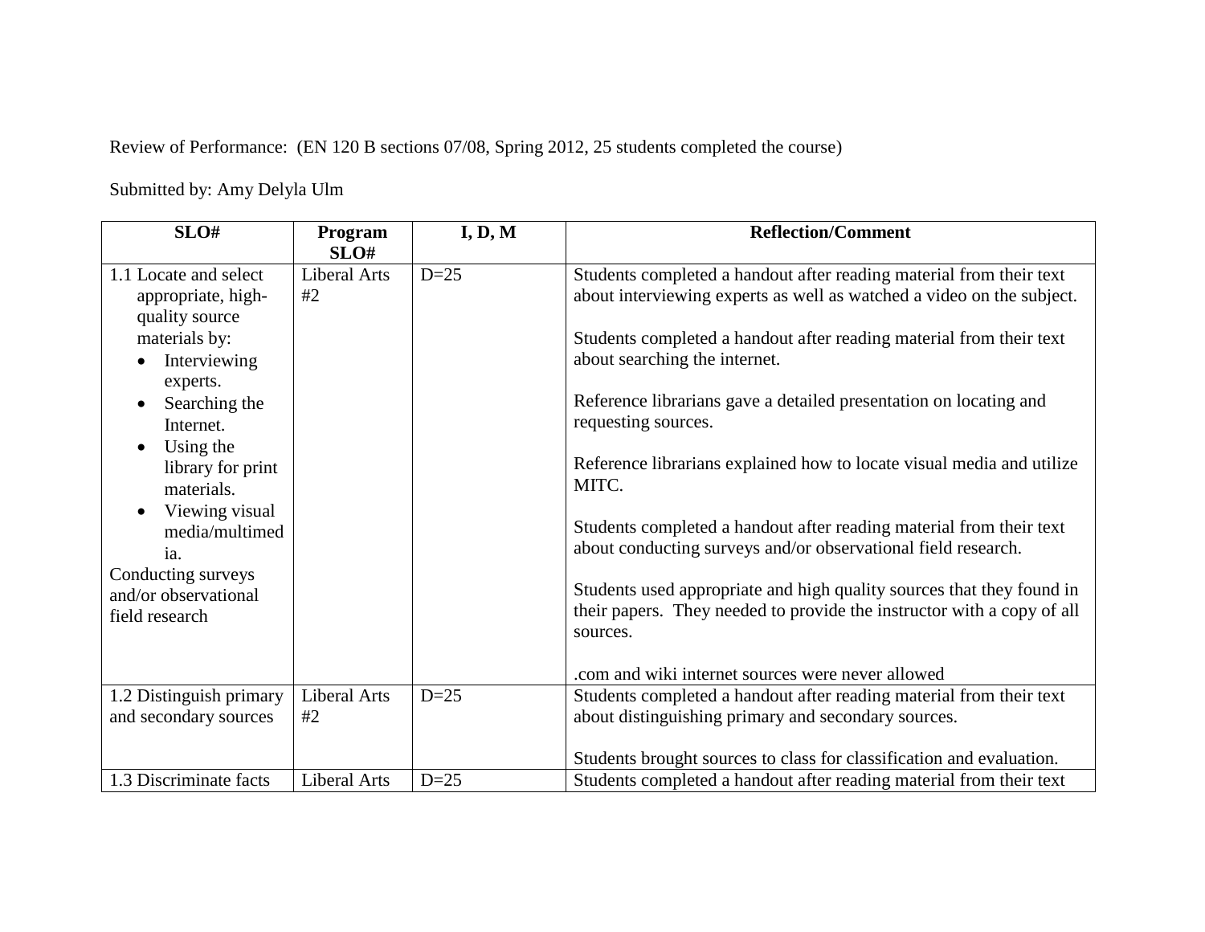Review of Performance: (EN 120 B sections 07/08, Spring 2012, 25 students completed the course)

Submitted by: Amy Delyla Ulm

| SLO# | Program SLO# | I, D, M | Reflection/Comment |
|---|---|---|---|
| 1.1 Locate and select appropriate, high-quality source materials by: <br>• Interviewing experts. <br>• Searching the Internet. <br>• Using the library for print materials. <br>• Viewing visual media/multimedia. <br>Conducting surveys and/or observational field research | Liberal Arts #2 | D=25 | Students completed a handout after reading material from their text about interviewing experts as well as watched a video on the subject.<br><br>Students completed a handout after reading material from their text about searching the internet.<br><br>Reference librarians gave a detailed presentation on locating and requesting sources.<br><br>Reference librarians explained how to locate visual media and utilize MITC.<br><br>Students completed a handout after reading material from their text about conducting surveys and/or observational field research.<br><br>Students used appropriate and high quality sources that they found in their papers. They needed to provide the instructor with a copy of all sources.<br><br>.com and wiki internet sources were never allowed |
| 1.2 Distinguish primary and secondary sources | Liberal Arts #2 | D=25 | Students completed a handout after reading material from their text about distinguishing primary and secondary sources.<br><br>Students brought sources to class for classification and evaluation. |
| 1.3 Discriminate facts | Liberal Arts | D=25 | Students completed a handout after reading material from their text |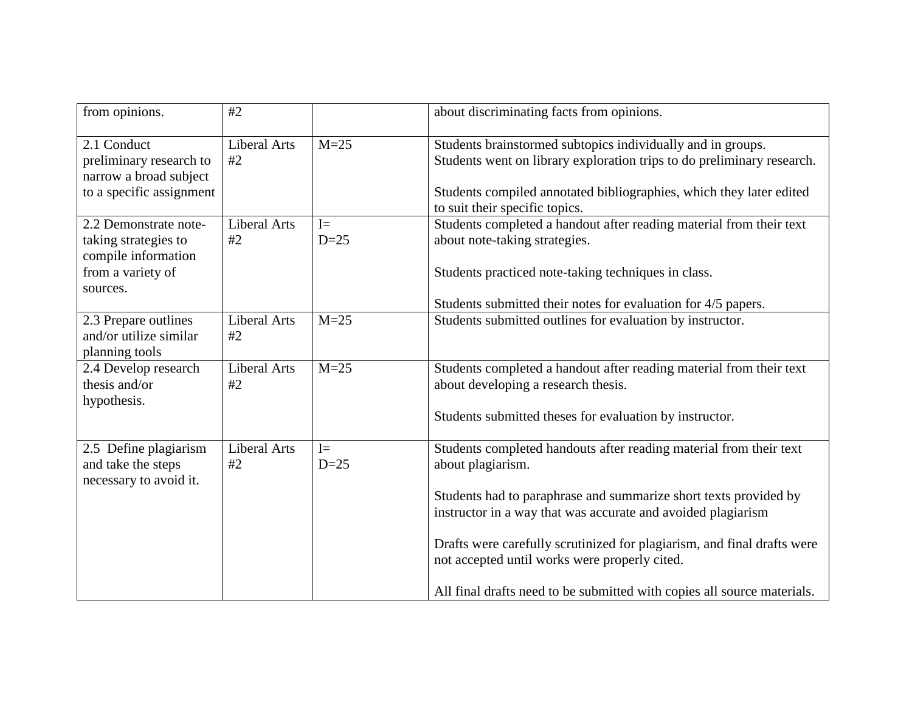| | | | |
|---|---|---|---|
| from opinions. | #2 | | about discriminating facts from opinions. |
| 2.1 Conduct preliminary research to narrow a broad subject to a specific assignment | Liberal Arts #2 | M=25 | Students brainstormed subtopics individually and in groups. Students went on library exploration trips to do preliminary research.<br><br>Students compiled annotated bibliographies, which they later edited to suit their specific topics. |
| 2.2 Demonstrate note-taking strategies to compile information from a variety of sources. | Liberal Arts #2 | I=<br>D=25 | Students completed a handout after reading material from their text about note-taking strategies.<br><br>Students practiced note-taking techniques in class.<br><br>Students submitted their notes for evaluation for 4/5 papers. |
| 2.3 Prepare outlines and/or utilize similar planning tools | Liberal Arts #2 | M=25 | Students submitted outlines for evaluation by instructor. |
| 2.4 Develop research thesis and/or hypothesis. | Liberal Arts #2 | M=25 | Students completed a handout after reading material from their text about developing a research thesis.<br><br>Students submitted theses for evaluation by instructor. |
| 2.5 Define plagiarism and take the steps necessary to avoid it. | Liberal Arts #2 | I=<br>D=25 | Students completed handouts after reading material from their text about plagiarism.<br><br>Students had to paraphrase and summarize short texts provided by instructor in a way that was accurate and avoided plagiarism<br><br>Drafts were carefully scrutinized for plagiarism, and final drafts were not accepted until works were properly cited.<br><br>All final drafts need to be submitted with copies all source materials. |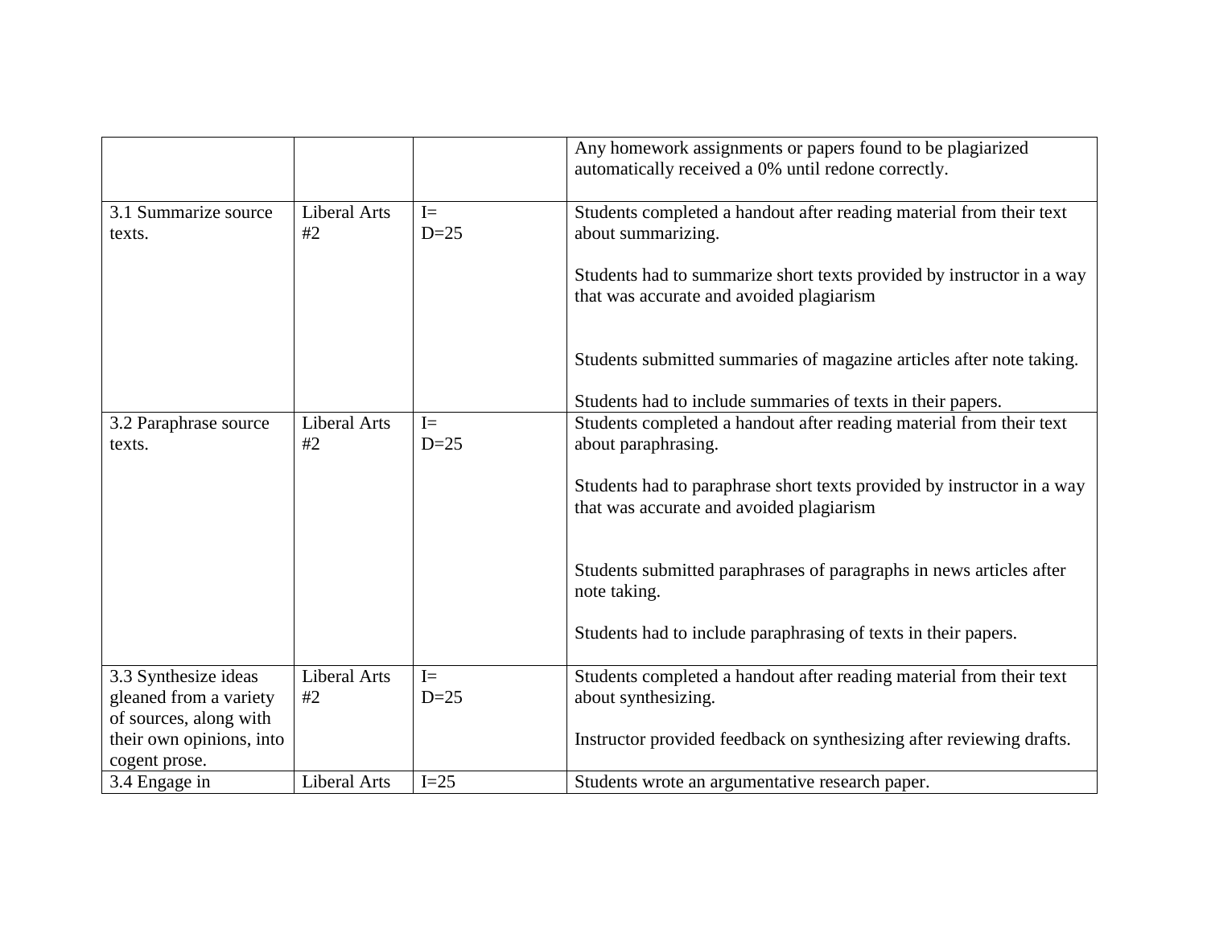| | | | |
|---|---|---|---|
| | | | Any homework assignments or papers found to be plagiarized automatically received a 0% until redone correctly. |
| 3.1 Summarize source texts. | Liberal Arts #2 | I=<br>D=25 | Students completed a handout after reading material from their text about summarizing.<br><br>Students had to summarize short texts provided by instructor in a way that was accurate and avoided plagiarism<br><br>Students submitted summaries of magazine articles after note taking.<br><br>Students had to include summaries of texts in their papers. |
| 3.2 Paraphrase source texts. | Liberal Arts #2 | I=<br>D=25 | Students completed a handout after reading material from their text about paraphrasing.<br><br>Students had to paraphrase short texts provided by instructor in a way that was accurate and avoided plagiarism<br><br>Students submitted paraphrases of paragraphs in news articles after note taking.<br><br>Students had to include paraphrasing of texts in their papers. |
| 3.3 Synthesize ideas gleaned from a variety of sources, along with their own opinions, into cogent prose. | Liberal Arts #2 | I=<br>D=25 | Students completed a handout after reading material from their text about synthesizing.<br><br>Instructor provided feedback on synthesizing after reviewing drafts. |
| 3.4 Engage in | Liberal Arts | I=25 | Students wrote an argumentative research paper. |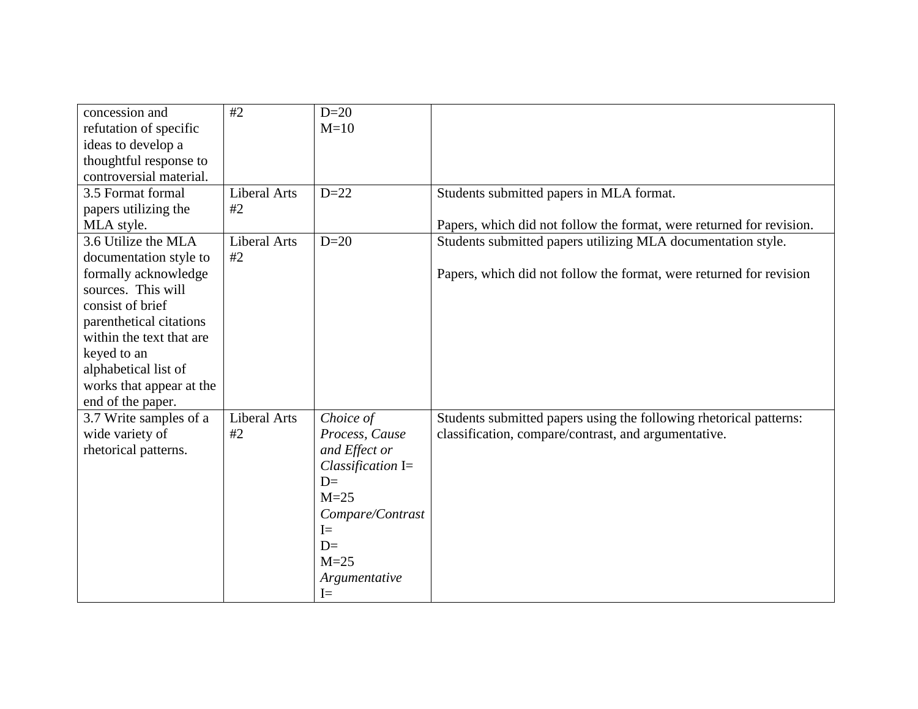| | | | |
|---|---|---|---|
| concession and refutation of specific ideas to develop a thoughtful response to controversial material. | #2 | D=20<br>M=10 | |
| 3.5 Format formal papers utilizing the MLA style. | Liberal Arts #2 | D=22 | Students submitted papers in MLA format.<br><br>Papers, which did not follow the format, were returned for revision. |
| 3.6 Utilize the MLA documentation style to formally acknowledge sources. This will consist of brief parenthetical citations within the text that are keyed to an alphabetical list of works that appear at the end of the paper. | Liberal Arts #2 | D=20 | Students submitted papers utilizing MLA documentation style.<br><br>Papers, which did not follow the format, were returned for revision |
| 3.7 Write samples of a wide variety of rhetorical patterns. | Liberal Arts #2 | *Choice of Process, Cause and Effect or Classification* I=<br>D=<br>M=25<br>*Compare/Contrast* I=<br>D=<br>M=25<br>*Argumentative* I= | Students submitted papers using the following rhetorical patterns: classification, compare/contrast, and argumentative. |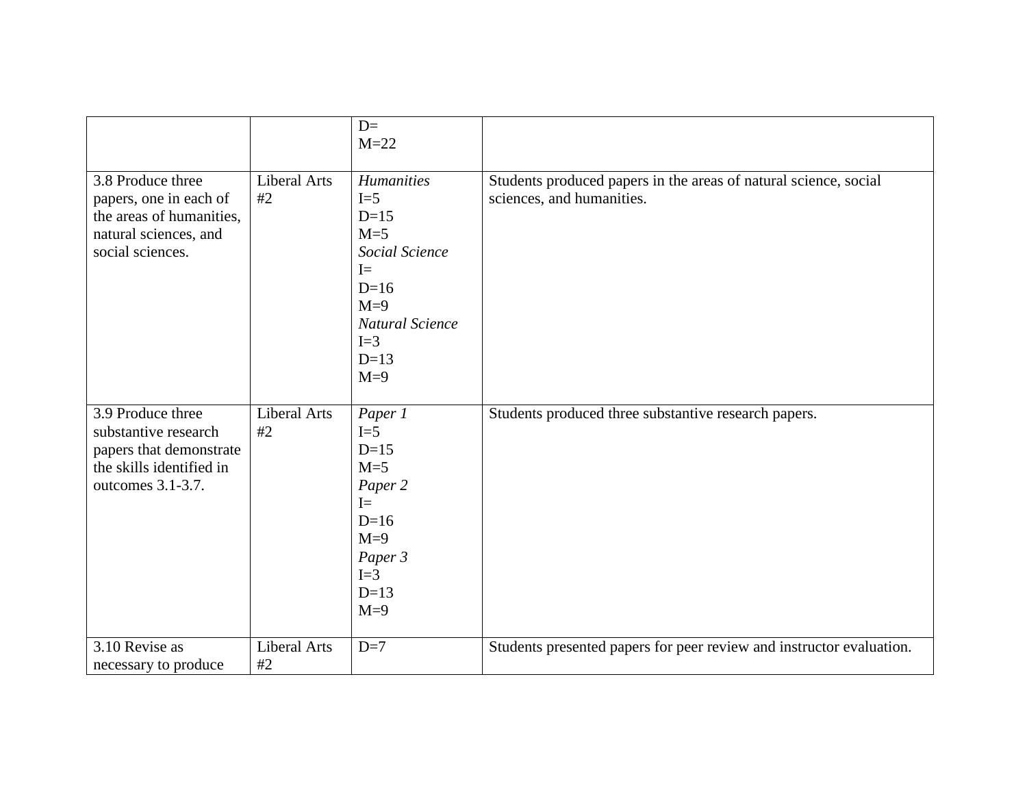|  |  |  |  |
|---|---|---|---|
|  |  | D=<br>M=22 |  |
| 3.8 Produce three papers, one in each of the areas of humanities, natural sciences, and social sciences. | Liberal Arts #2 | *Humanities*<br>I=5<br>D=15<br>M=5<br>*Social Science*<br>I=<br>D=16<br>M=9<br>*Natural Science*<br>I=3<br>D=13<br>M=9 | Students produced papers in the areas of natural science, social sciences, and humanities. |
| 3.9 Produce three substantive research papers that demonstrate the skills identified in outcomes 3.1-3.7. | Liberal Arts #2 | *Paper 1*<br>I=5<br>D=15<br>M=5<br>*Paper 2*<br>I=<br>D=16<br>M=9<br>*Paper 3*<br>I=3<br>D=13<br>M=9 | Students produced three substantive research papers. |
| 3.10 Revise as necessary to produce | Liberal Arts #2 | D=7 | Students presented papers for peer review and instructor evaluation. |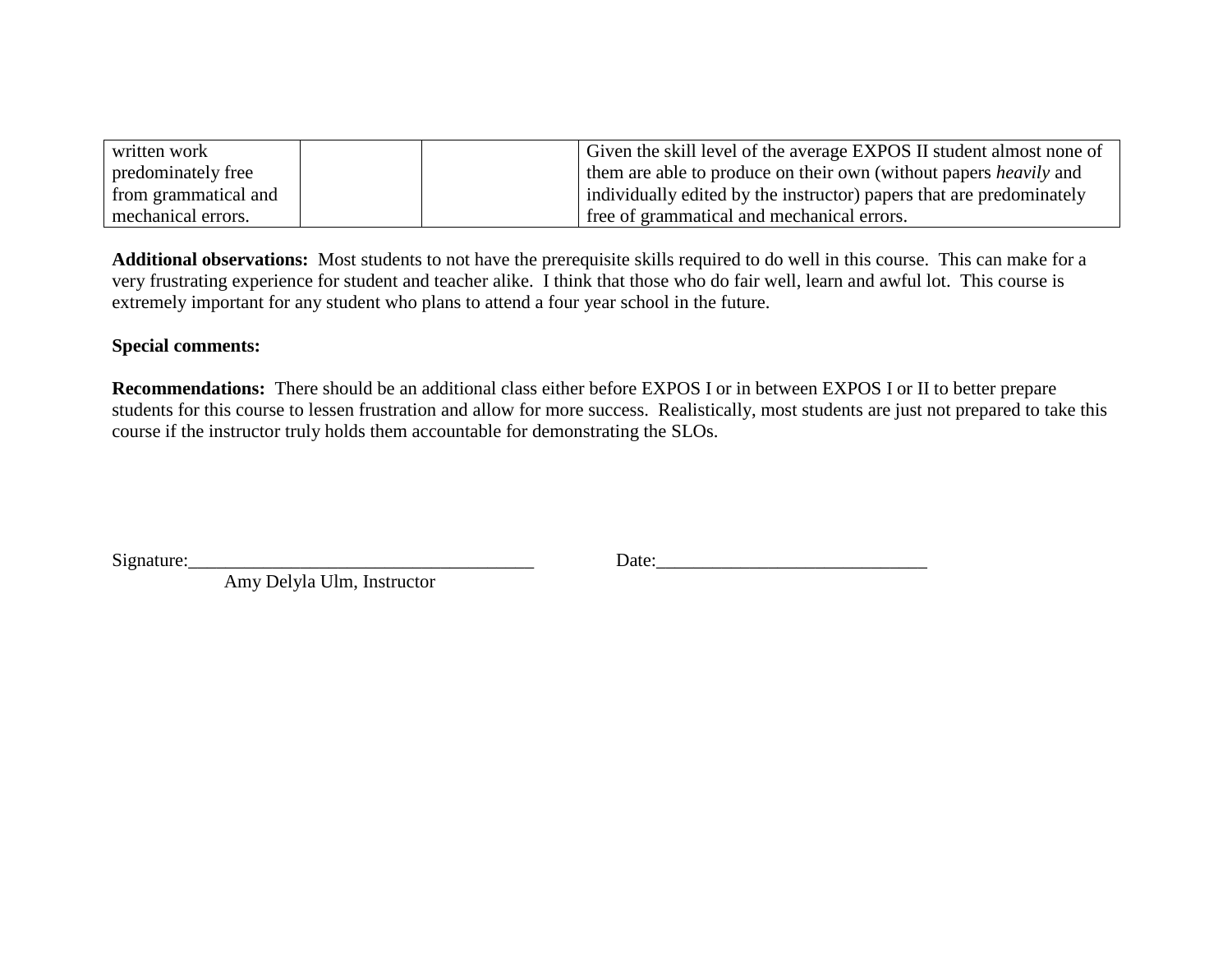| | | | |
|---|---|---|---|
| written work predominately free from grammatical and mechanical errors. | | | Given the skill level of the average EXPOS II student almost none of them are able to produce on their own (without papers *heavily* and individually edited by the instructor) papers that are predominately free of grammatical and mechanical errors. |

**Additional observations:** Most students to not have the prerequisite skills required to do well in this course. This can make for a very frustrating experience for student and teacher alike. I think that those who do fair well, learn and awful lot. This course is extremely important for any student who plans to attend a four year school in the future.

**Special comments:**

**Recommendations:** There should be an additional class either before EXPOS I or in between EXPOS I or II to better prepare students for this course to lessen frustration and allow for more success. Realistically, most students are just not prepared to take this course if the instructor truly holds them accountable for demonstrating the SLOs.

Signature:______________________________________ Date:_____________________________

Amy Delyla Ulm, Instructor